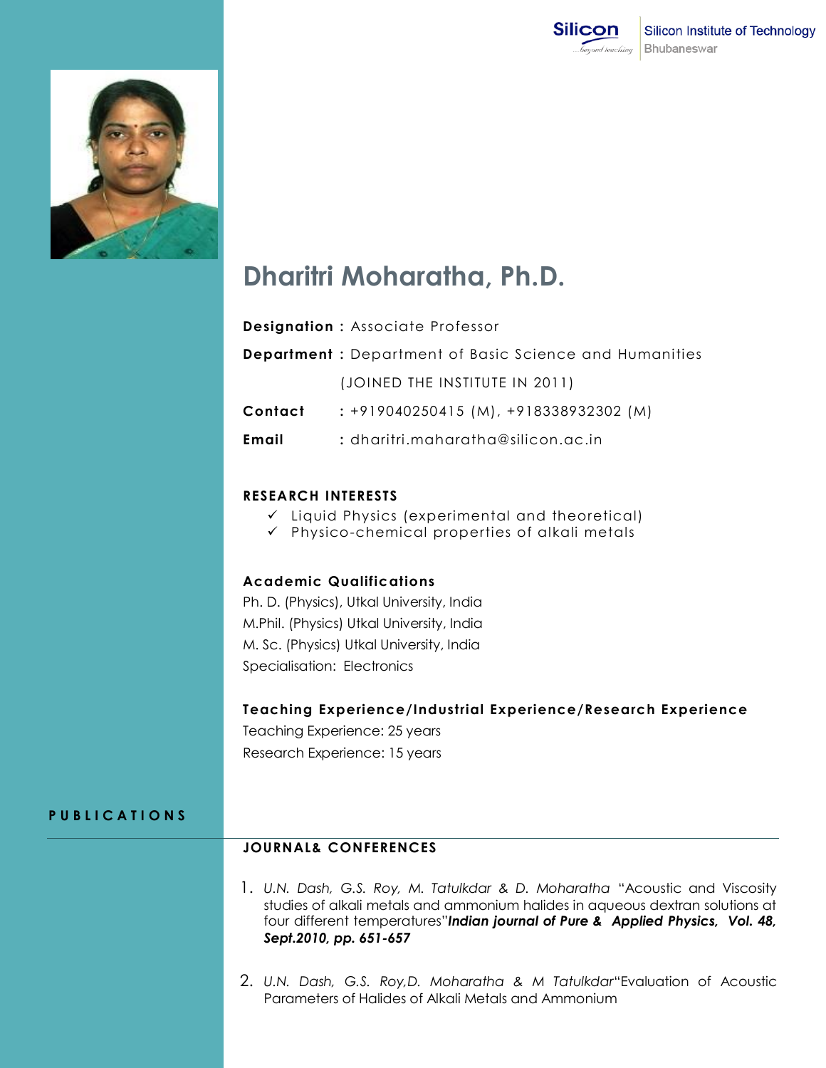Silicon Institute of Technology
Bhubaneswar

# Dharitri Moharatha, Ph.D.

**Designation :** Associate Professor

**Department :** Department of Basic Science and Humanities

(JOINED THE INSTITUTE IN 2011)

**Contact** : +919040250415 (M), +918338932302 (M)

**Email** : dharitri.maharatha@silicon.ac.in

## RESEARCH INTERESTS

- ✓ Liquid Physics (experimental and theoretical)
- ✓ Physico-chemical properties of alkali metals

## Academic Qualifications

Ph. D. (Physics), Utkal University, India

M.Phil. (Physics) Utkal University, India

M. Sc. (Physics) Utkal University, India

Specialisation: Electronics

## Teaching Experience/Industrial Experience/Research Experience

Teaching Experience: 25 years

Research Experience: 15 years

# PUBLICATIONS

## JOURNAL& CONFERENCES

1. *U.N. Dash, G.S. Roy, M. Tatulkdar & D. Moharatha* "Acoustic and Viscosity studies of alkali metals and ammonium halides in aqueous dextran solutions at four different temperatures"***Indian journal of Pure & Applied Physics, Vol. 48, Sept.2010, pp. 651-657***

2. *U.N. Dash, G.S. Roy,D. Moharatha & M Tatulkdar*"Evaluation of Acoustic Parameters of Halides of Alkali Metals and Ammonium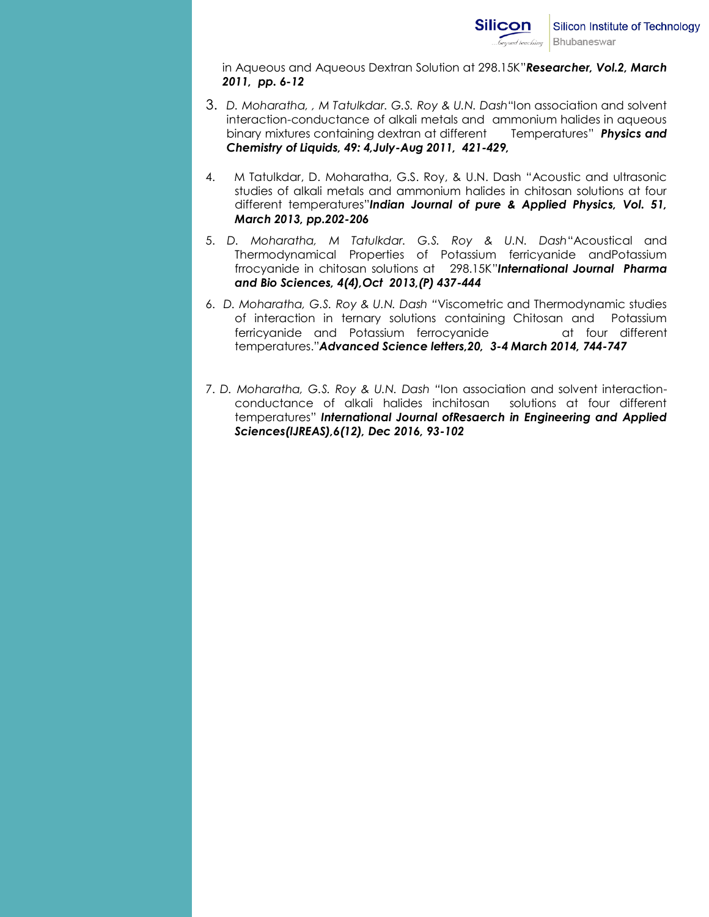in Aqueous and Aqueous Dextran Solution at 298.15K"***Researcher, Vol.2, March 2011, pp. 6-12***

3. *D. Moharatha, , M Tatulkdar. G.S. Roy & U.N. Dash*"Ion association and solvent interaction-conductance of alkali metals and ammonium halides in aqueous binary mixtures containing dextran at different Temperatures" ***Physics and Chemistry of Liquids, 49: 4,July-Aug 2011, 421-429,***

4. M Tatulkdar, D. Moharatha, G.S. Roy, & U.N. Dash "Acoustic and ultrasonic studies of alkali metals and ammonium halides in chitosan solutions at four different temperatures"***Indian Journal of pure & Applied Physics, Vol. 51, March 2013, pp.202-206***

5. *D. Moharatha, M Tatulkdar. G.S. Roy & U.N. Dash*"Acoustical and Thermodynamical Properties of Potassium ferricyanide andPotassium frrocyanide in chitosan solutions at 298.15K"***International Journal Pharma and Bio Sciences, 4(4),Oct 2013,(P) 437-444***

6. *D. Moharatha, G.S. Roy & U.N. Dash* "Viscometric and Thermodynamic studies of interaction in ternary solutions containing Chitosan and Potassium ferricyanide and Potassium ferrocyanide at four different temperatures."***Advanced Science letters,20, 3-4 March 2014, 744-747***

7. *D. Moharatha, G.S. Roy & U.N. Dash* "Ion association and solvent interaction-conductance of alkali halides inchitosan solutions at four different temperatures" ***International Journal ofResaerch in Engineering and Applied Sciences(IJREAS),6(12), Dec 2016, 93-102***